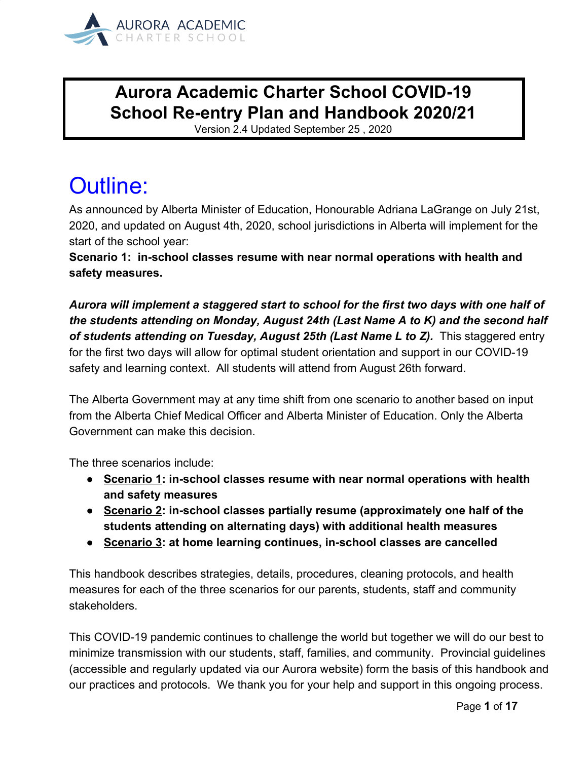AURORA ACADEMIC
CHARTER SCHOOL

# Aurora Academic Charter School COVID-19 School Re-entry Plan and Handbook 2020/21

Version 2.4 Updated September 25 , 2020

# Outline:

As announced by Alberta Minister of Education, Honourable Adriana LaGrange on July 21st, 2020, and updated on August 4th, 2020, school jurisdictions in Alberta will implement for the start of the school year:

**Scenario 1: in-school classes resume with near normal operations with health and safety measures.**

***Aurora will implement a staggered start to school for the first two days with one half of the students attending on Monday, August 24th (Last Name A to K) and the second half of students attending on Tuesday, August 25th (Last Name L to Z).*** This staggered entry for the first two days will allow for optimal student orientation and support in our COVID-19 safety and learning context. All students will attend from August 26th forward.

The Alberta Government may at any time shift from one scenario to another based on input from the Alberta Chief Medical Officer and Alberta Minister of Education. Only the Alberta Government can make this decision.

The three scenarios include:

- **<u>Scenario 1</u>: in-school classes resume with near normal operations with health and safety measures**
- **<u>Scenario 2</u>: in-school classes partially resume (approximately one half of the students attending on alternating days) with additional health measures**
- **<u>Scenario 3</u>: at home learning continues, in-school classes are cancelled**

This handbook describes strategies, details, procedures, cleaning protocols, and health measures for each of the three scenarios for our parents, students, staff and community stakeholders.

This COVID-19 pandemic continues to challenge the world but together we will do our best to minimize transmission with our students, staff, families, and community. Provincial guidelines (accessible and regularly updated via our Aurora website) form the basis of this handbook and our practices and protocols. We thank you for your help and support in this ongoing process.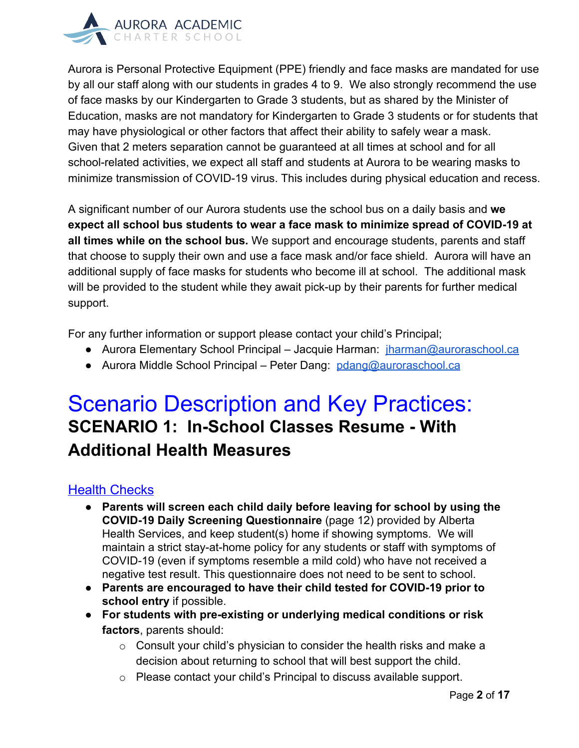Aurora is Personal Protective Equipment (PPE) friendly and face masks are mandated for use by all our staff along with our students in grades 4 to 9. We also strongly recommend the use of face masks by our Kindergarten to Grade 3 students, but as shared by the Minister of Education, masks are not mandatory for Kindergarten to Grade 3 students or for students that may have physiological or other factors that affect their ability to safely wear a mask. Given that 2 meters separation cannot be guaranteed at all times at school and for all school-related activities, we expect all staff and students at Aurora to be wearing masks to minimize transmission of COVID-19 virus. This includes during physical education and recess.

A significant number of our Aurora students use the school bus on a daily basis and **we expect all school bus students to wear a face mask to minimize spread of COVID-19 at all times while on the school bus.** We support and encourage students, parents and staff that choose to supply their own and use a face mask and/or face shield. Aurora will have an additional supply of face masks for students who become ill at school. The additional mask will be provided to the student while they await pick-up by their parents for further medical support.

For any further information or support please contact your child's Principal;

- Aurora Elementary School Principal – Jacquie Harman: jharman@auroraschool.ca
- Aurora Middle School Principal – Peter Dang: pdang@auroraschool.ca

# Scenario Description and Key Practices:

## SCENARIO 1: In-School Classes Resume - With Additional Health Measures

### Health Checks

- **Parents will screen each child daily before leaving for school by using the COVID-19 Daily Screening Questionnaire** (page 12) provided by Alberta Health Services, and keep student(s) home if showing symptoms. We will maintain a strict stay-at-home policy for any students or staff with symptoms of COVID-19 (even if symptoms resemble a mild cold) who have not received a negative test result. This questionnaire does not need to be sent to school.
- **Parents are encouraged to have their child tested for COVID-19 prior to school entry** if possible.
- **For students with pre-existing or underlying medical conditions or risk factors**, parents should:
  - Consult your child's physician to consider the health risks and make a decision about returning to school that will best support the child.
  - Please contact your child's Principal to discuss available support.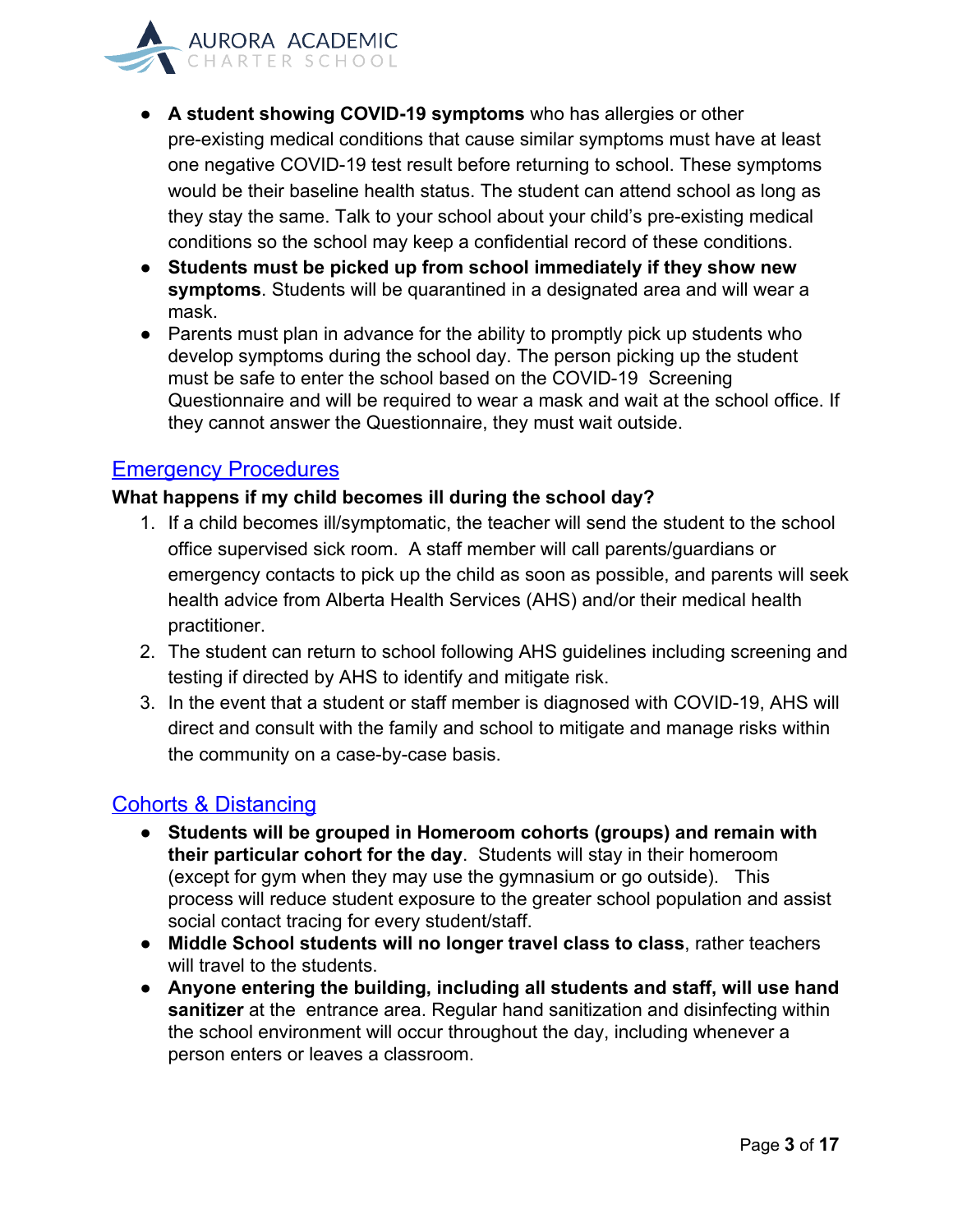- **A student showing COVID-19 symptoms** who has allergies or other pre-existing medical conditions that cause similar symptoms must have at least one negative COVID-19 test result before returning to school. These symptoms would be their baseline health status. The student can attend school as long as they stay the same. Talk to your school about your child's pre-existing medical conditions so the school may keep a confidential record of these conditions.
- **Students must be picked up from school immediately if they show new symptoms**. Students will be quarantined in a designated area and will wear a mask.
- Parents must plan in advance for the ability to promptly pick up students who develop symptoms during the school day. The person picking up the student must be safe to enter the school based on the COVID-19 Screening Questionnaire and will be required to wear a mask and wait at the school office. If they cannot answer the Questionnaire, they must wait outside.

## Emergency Procedures

**What happens if my child becomes ill during the school day?**

1. If a child becomes ill/symptomatic, the teacher will send the student to the school office supervised sick room. A staff member will call parents/guardians or emergency contacts to pick up the child as soon as possible, and parents will seek health advice from Alberta Health Services (AHS) and/or their medical health practitioner.
2. The student can return to school following AHS guidelines including screening and testing if directed by AHS to identify and mitigate risk.
3. In the event that a student or staff member is diagnosed with COVID-19, AHS will direct and consult with the family and school to mitigate and manage risks within the community on a case-by-case basis.

## Cohorts & Distancing

- **Students will be grouped in Homeroom cohorts (groups) and remain with their particular cohort for the day**. Students will stay in their homeroom (except for gym when they may use the gymnasium or go outside). This process will reduce student exposure to the greater school population and assist social contact tracing for every student/staff.
- **Middle School students will no longer travel class to class**, rather teachers will travel to the students.
- **Anyone entering the building, including all students and staff, will use hand sanitizer** at the entrance area. Regular hand sanitization and disinfecting within the school environment will occur throughout the day, including whenever a person enters or leaves a classroom.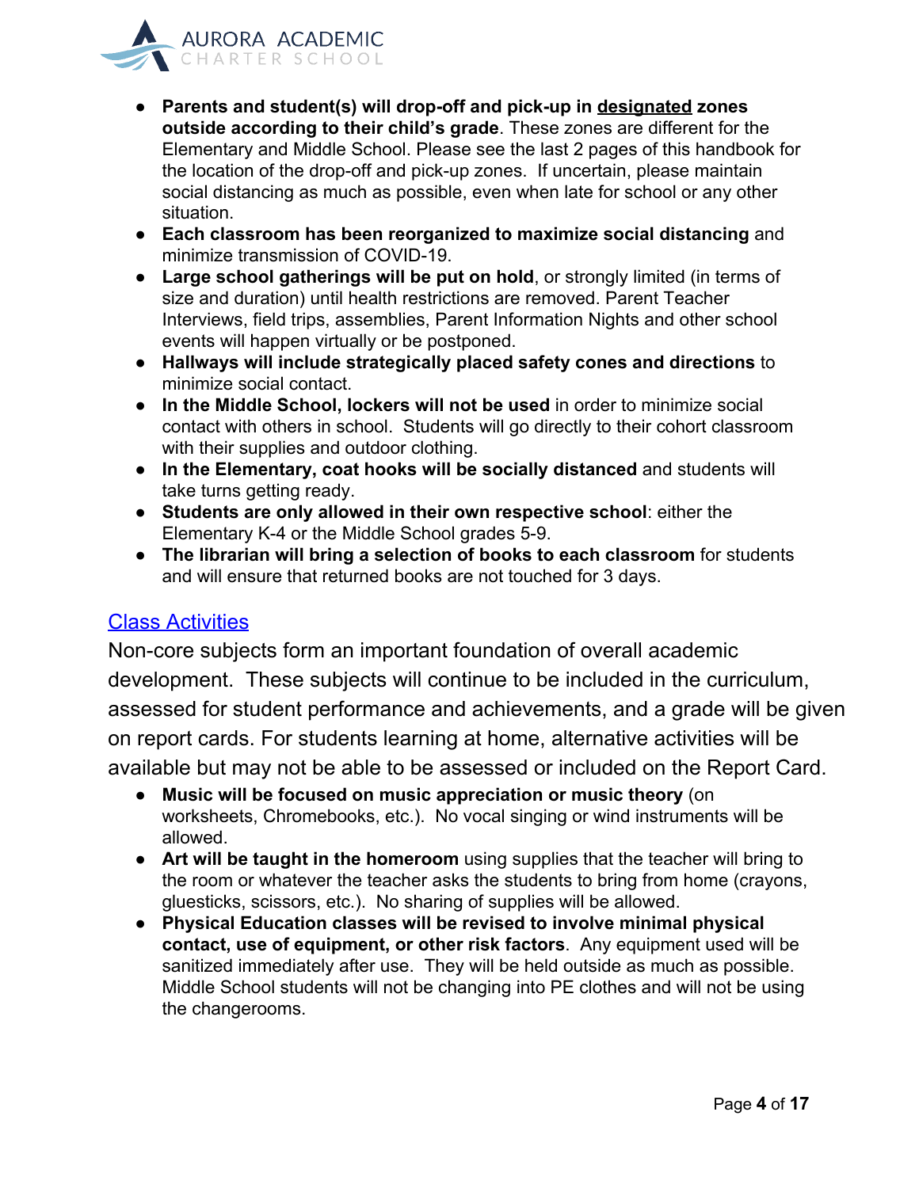- **Parents and student(s) will drop-off and pick-up in designated zones outside according to their child's grade**. These zones are different for the Elementary and Middle School. Please see the last 2 pages of this handbook for the location of the drop-off and pick-up zones. If uncertain, please maintain social distancing as much as possible, even when late for school or any other situation.
- **Each classroom has been reorganized to maximize social distancing** and minimize transmission of COVID-19.
- **Large school gatherings will be put on hold**, or strongly limited (in terms of size and duration) until health restrictions are removed. Parent Teacher Interviews, field trips, assemblies, Parent Information Nights and other school events will happen virtually or be postponed.
- **Hallways will include strategically placed safety cones and directions** to minimize social contact.
- **In the Middle School, lockers will not be used** in order to minimize social contact with others in school. Students will go directly to their cohort classroom with their supplies and outdoor clothing.
- **In the Elementary, coat hooks will be socially distanced** and students will take turns getting ready.
- **Students are only allowed in their own respective school**: either the Elementary K-4 or the Middle School grades 5-9.
- **The librarian will bring a selection of books to each classroom** for students and will ensure that returned books are not touched for 3 days.

## Class Activities

Non-core subjects form an important foundation of overall academic development. These subjects will continue to be included in the curriculum, assessed for student performance and achievements, and a grade will be given on report cards. For students learning at home, alternative activities will be available but may not be able to be assessed or included on the Report Card.

- **Music will be focused on music appreciation or music theory** (on worksheets, Chromebooks, etc.). No vocal singing or wind instruments will be allowed.
- **Art will be taught in the homeroom** using supplies that the teacher will bring to the room or whatever the teacher asks the students to bring from home (crayons, gluesticks, scissors, etc.). No sharing of supplies will be allowed.
- **Physical Education classes will be revised to involve minimal physical contact, use of equipment, or other risk factors**. Any equipment used will be sanitized immediately after use. They will be held outside as much as possible. Middle School students will not be changing into PE clothes and will not be using the changerooms.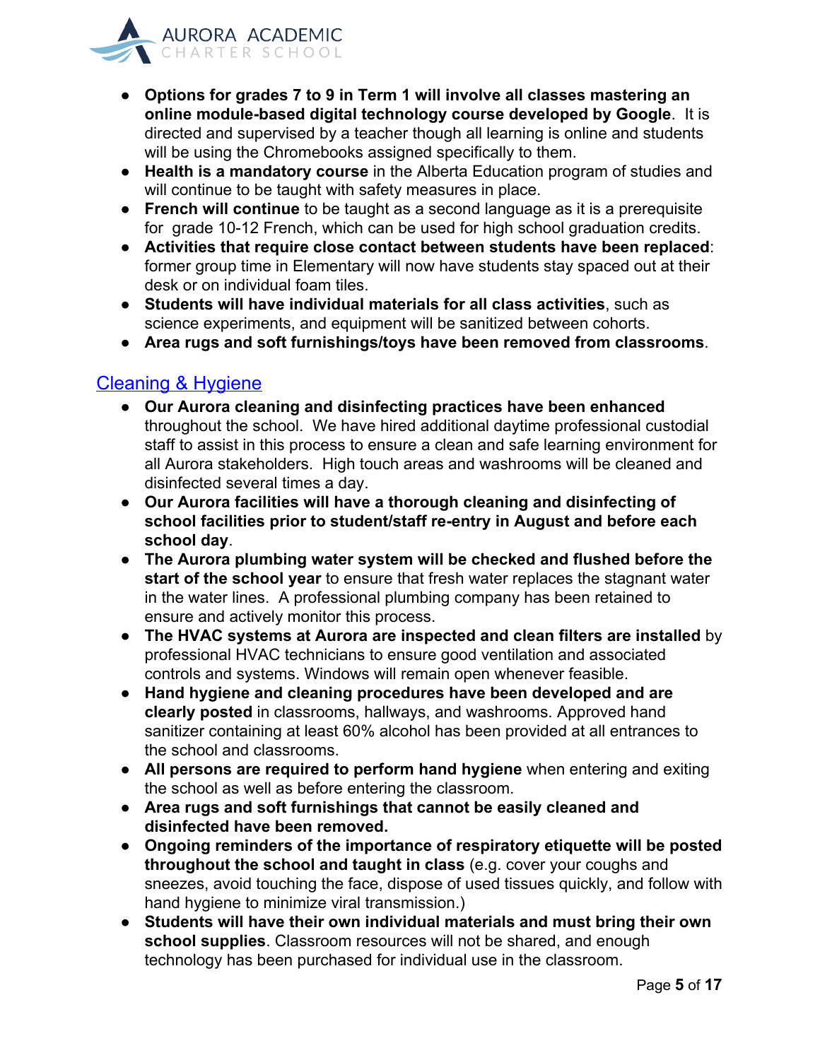- **Options for grades 7 to 9 in Term 1 will involve all classes mastering an online module-based digital technology course developed by Google**. It is directed and supervised by a teacher though all learning is online and students will be using the Chromebooks assigned specifically to them.
- **Health is a mandatory course** in the Alberta Education program of studies and will continue to be taught with safety measures in place.
- **French will continue** to be taught as a second language as it is a prerequisite for grade 10-12 French, which can be used for high school graduation credits.
- **Activities that require close contact between students have been replaced**: former group time in Elementary will now have students stay spaced out at their desk or on individual foam tiles.
- **Students will have individual materials for all class activities**, such as science experiments, and equipment will be sanitized between cohorts.
- **Area rugs and soft furnishings/toys have been removed from classrooms**.

## Cleaning & Hygiene

- **Our Aurora cleaning and disinfecting practices have been enhanced** throughout the school. We have hired additional daytime professional custodial staff to assist in this process to ensure a clean and safe learning environment for all Aurora stakeholders. High touch areas and washrooms will be cleaned and disinfected several times a day.
- **Our Aurora facilities will have a thorough cleaning and disinfecting of school facilities prior to student/staff re-entry in August and before each school day**.
- **The Aurora plumbing water system will be checked and flushed before the start of the school year** to ensure that fresh water replaces the stagnant water in the water lines. A professional plumbing company has been retained to ensure and actively monitor this process.
- **The HVAC systems at Aurora are inspected and clean filters are installed** by professional HVAC technicians to ensure good ventilation and associated controls and systems. Windows will remain open whenever feasible.
- **Hand hygiene and cleaning procedures have been developed and are clearly posted** in classrooms, hallways, and washrooms. Approved hand sanitizer containing at least 60% alcohol has been provided at all entrances to the school and classrooms.
- **All persons are required to perform hand hygiene** when entering and exiting the school as well as before entering the classroom.
- **Area rugs and soft furnishings that cannot be easily cleaned and disinfected have been removed.**
- **Ongoing reminders of the importance of respiratory etiquette will be posted throughout the school and taught in class** (e.g. cover your coughs and sneezes, avoid touching the face, dispose of used tissues quickly, and follow with hand hygiene to minimize viral transmission.)
- **Students will have their own individual materials and must bring their own school supplies**. Classroom resources will not be shared, and enough technology has been purchased for individual use in the classroom.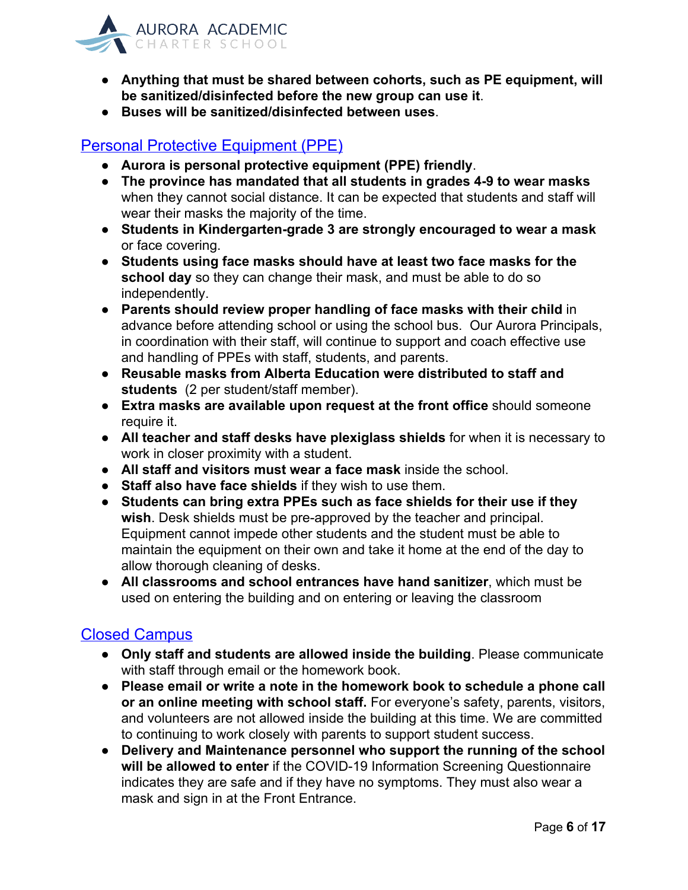- **Anything that must be shared between cohorts, such as PE equipment, will be sanitized/disinfected before the new group can use it**.
- **Buses will be sanitized/disinfected between uses**.

## Personal Protective Equipment (PPE)

- **Aurora is personal protective equipment (PPE) friendly**.
- **The province has mandated that all students in grades 4-9 to wear masks** when they cannot social distance. It can be expected that students and staff will wear their masks the majority of the time.
- **Students in Kindergarten-grade 3 are strongly encouraged to wear a mask** or face covering.
- **Students using face masks should have at least two face masks for the school day** so they can change their mask, and must be able to do so independently.
- **Parents should review proper handling of face masks with their child** in advance before attending school or using the school bus. Our Aurora Principals, in coordination with their staff, will continue to support and coach effective use and handling of PPEs with staff, students, and parents.
- **Reusable masks from Alberta Education were distributed to staff and students** (2 per student/staff member).
- **Extra masks are available upon request at the front office** should someone require it.
- **All teacher and staff desks have plexiglass shields** for when it is necessary to work in closer proximity with a student.
- **All staff and visitors must wear a face mask** inside the school.
- **Staff also have face shields** if they wish to use them.
- **Students can bring extra PPEs such as face shields for their use if they wish**. Desk shields must be pre-approved by the teacher and principal. Equipment cannot impede other students and the student must be able to maintain the equipment on their own and take it home at the end of the day to allow thorough cleaning of desks.
- **All classrooms and school entrances have hand sanitizer**, which must be used on entering the building and on entering or leaving the classroom

## Closed Campus

- **Only staff and students are allowed inside the building**. Please communicate with staff through email or the homework book.
- **Please email or write a note in the homework book to schedule a phone call or an online meeting with school staff.** For everyone's safety, parents, visitors, and volunteers are not allowed inside the building at this time. We are committed to continuing to work closely with parents to support student success.
- **Delivery and Maintenance personnel who support the running of the school will be allowed to enter** if the COVID-19 Information Screening Questionnaire indicates they are safe and if they have no symptoms. They must also wear a mask and sign in at the Front Entrance.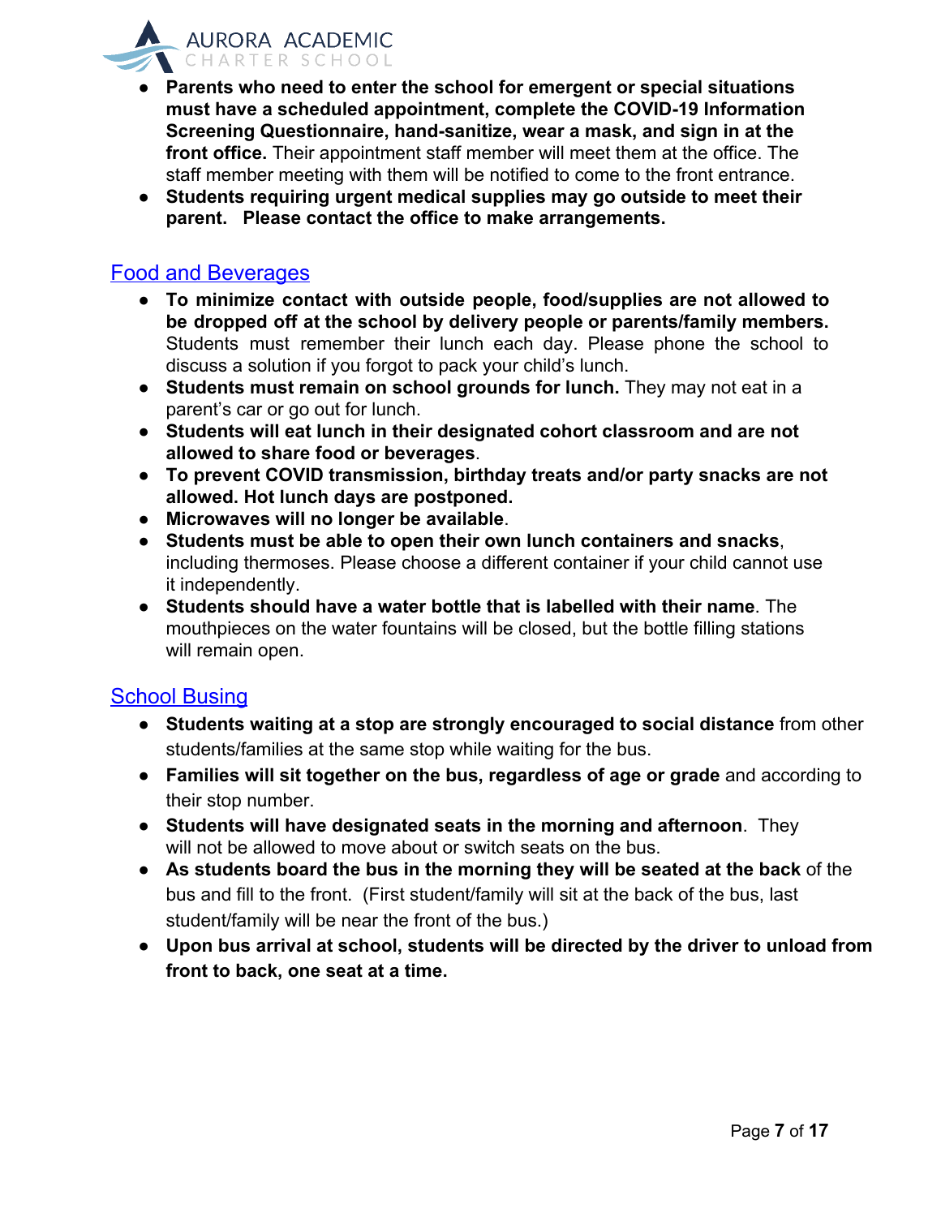- **Parents who need to enter the school for emergent or special situations must have a scheduled appointment, complete the COVID-19 Information Screening Questionnaire, hand-sanitize, wear a mask, and sign in at the front office.** Their appointment staff member will meet them at the office. The staff member meeting with them will be notified to come to the front entrance.
- **Students requiring urgent medical supplies may go outside to meet their parent. Please contact the office to make arrangements.**

## Food and Beverages

- **To minimize contact with outside people, food/supplies are not allowed to be dropped off at the school by delivery people or parents/family members.** Students must remember their lunch each day. Please phone the school to discuss a solution if you forgot to pack your child's lunch.
- **Students must remain on school grounds for lunch.** They may not eat in a parent's car or go out for lunch.
- **Students will eat lunch in their designated cohort classroom and are not allowed to share food or beverages**.
- **To prevent COVID transmission, birthday treats and/or party snacks are not allowed. Hot lunch days are postponed.**
- **Microwaves will no longer be available**.
- **Students must be able to open their own lunch containers and snacks**, including thermoses. Please choose a different container if your child cannot use it independently.
- **Students should have a water bottle that is labelled with their name**. The mouthpieces on the water fountains will be closed, but the bottle filling stations will remain open.

## School Busing

- **Students waiting at a stop are strongly encouraged to social distance** from other students/families at the same stop while waiting for the bus.
- **Families will sit together on the bus, regardless of age or grade** and according to their stop number.
- **Students will have designated seats in the morning and afternoon**. They will not be allowed to move about or switch seats on the bus.
- **As students board the bus in the morning they will be seated at the back** of the bus and fill to the front. (First student/family will sit at the back of the bus, last student/family will be near the front of the bus.)
- **Upon bus arrival at school, students will be directed by the driver to unload from front to back, one seat at a time.**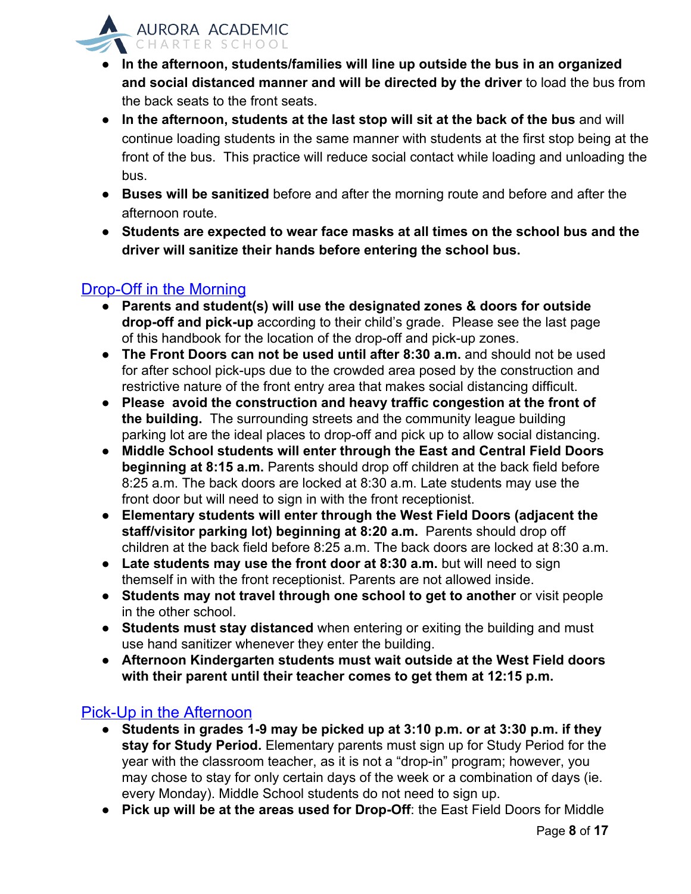- **In the afternoon, students/families will line up outside the bus in an organized and social distanced manner and will be directed by the driver** to load the bus from the back seats to the front seats.
- **In the afternoon, students at the last stop will sit at the back of the bus** and will continue loading students in the same manner with students at the first stop being at the front of the bus. This practice will reduce social contact while loading and unloading the bus.
- **Buses will be sanitized** before and after the morning route and before and after the afternoon route.
- **Students are expected to wear face masks at all times on the school bus and the driver will sanitize their hands before entering the school bus.**

## Drop-Off in the Morning

- **Parents and student(s) will use the designated zones & doors for outside drop-off and pick-up** according to their child's grade. Please see the last page of this handbook for the location of the drop-off and pick-up zones.
- **The Front Doors can not be used until after 8:30 a.m.** and should not be used for after school pick-ups due to the crowded area posed by the construction and restrictive nature of the front entry area that makes social distancing difficult.
- **Please avoid the construction and heavy traffic congestion at the front of the building.** The surrounding streets and the community league building parking lot are the ideal places to drop-off and pick up to allow social distancing.
- **Middle School students will enter through the East and Central Field Doors beginning at 8:15 a.m.** Parents should drop off children at the back field before 8:25 a.m. The back doors are locked at 8:30 a.m. Late students may use the front door but will need to sign in with the front receptionist.
- **Elementary students will enter through the West Field Doors (adjacent the staff/visitor parking lot) beginning at 8:20 a.m.** Parents should drop off children at the back field before 8:25 a.m. The back doors are locked at 8:30 a.m.
- **Late students may use the front door at 8:30 a.m.** but will need to sign themself in with the front receptionist. Parents are not allowed inside.
- **Students may not travel through one school to get to another** or visit people in the other school.
- **Students must stay distanced** when entering or exiting the building and must use hand sanitizer whenever they enter the building.
- **Afternoon Kindergarten students must wait outside at the West Field doors with their parent until their teacher comes to get them at 12:15 p.m.**

## Pick-Up in the Afternoon

- **Students in grades 1-9 may be picked up at 3:10 p.m. or at 3:30 p.m. if they stay for Study Period.** Elementary parents must sign up for Study Period for the year with the classroom teacher, as it is not a "drop-in" program; however, you may chose to stay for only certain days of the week or a combination of days (ie. every Monday). Middle School students do not need to sign up.
- **Pick up will be at the areas used for Drop-Off**: the East Field Doors for Middle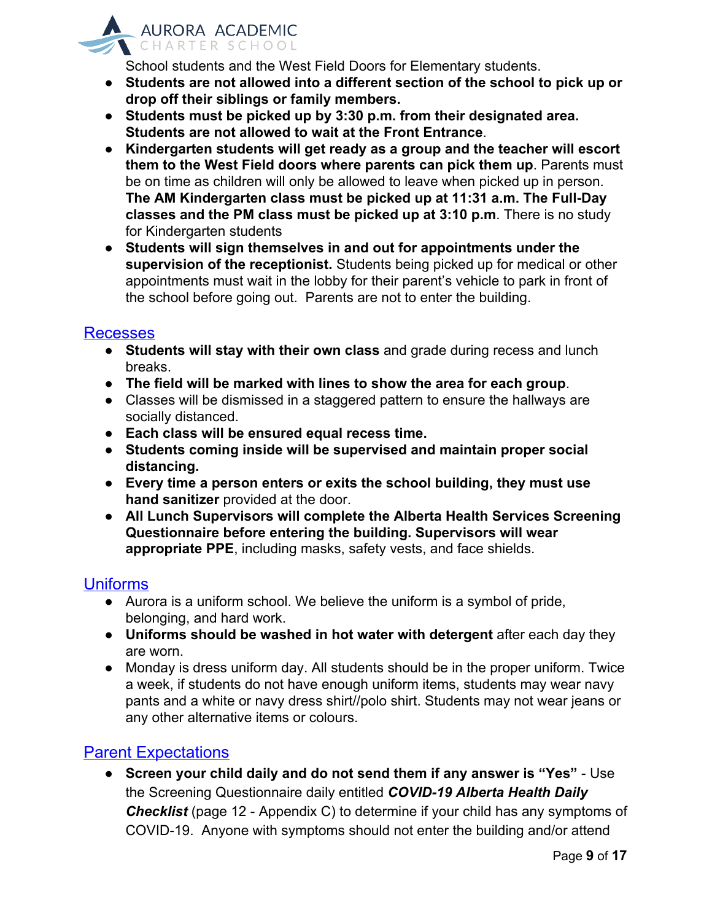School students and the West Field Doors for Elementary students.

- **Students are not allowed into a different section of the school to pick up or drop off their siblings or family members.**
- **Students must be picked up by 3:30 p.m. from their designated area. Students are not allowed to wait at the Front Entrance**.
- **Kindergarten students will get ready as a group and the teacher will escort them to the West Field doors where parents can pick them up**. Parents must be on time as children will only be allowed to leave when picked up in person. **The AM Kindergarten class must be picked up at 11:31 a.m. The Full-Day classes and the PM class must be picked up at 3:10 p.m**. There is no study for Kindergarten students
- **Students will sign themselves in and out for appointments under the supervision of the receptionist.** Students being picked up for medical or other appointments must wait in the lobby for their parent's vehicle to park in front of the school before going out. Parents are not to enter the building.

## Recesses

- **Students will stay with their own class** and grade during recess and lunch breaks.
- **The field will be marked with lines to show the area for each group**.
- Classes will be dismissed in a staggered pattern to ensure the hallways are socially distanced.
- **Each class will be ensured equal recess time.**
- **Students coming inside will be supervised and maintain proper social distancing.**
- **Every time a person enters or exits the school building, they must use hand sanitizer** provided at the door.
- **All Lunch Supervisors will complete the Alberta Health Services Screening Questionnaire before entering the building. Supervisors will wear appropriate PPE**, including masks, safety vests, and face shields.

## Uniforms

- Aurora is a uniform school. We believe the uniform is a symbol of pride, belonging, and hard work.
- **Uniforms should be washed in hot water with detergent** after each day they are worn.
- Monday is dress uniform day. All students should be in the proper uniform. Twice a week, if students do not have enough uniform items, students may wear navy pants and a white or navy dress shirt//polo shirt. Students may not wear jeans or any other alternative items or colours.

## Parent Expectations

- **Screen your child daily and do not send them if any answer is "Yes"** - Use the Screening Questionnaire daily entitled ***COVID-19 Alberta Health Daily Checklist*** (page 12 - Appendix C) to determine if your child has any symptoms of COVID-19. Anyone with symptoms should not enter the building and/or attend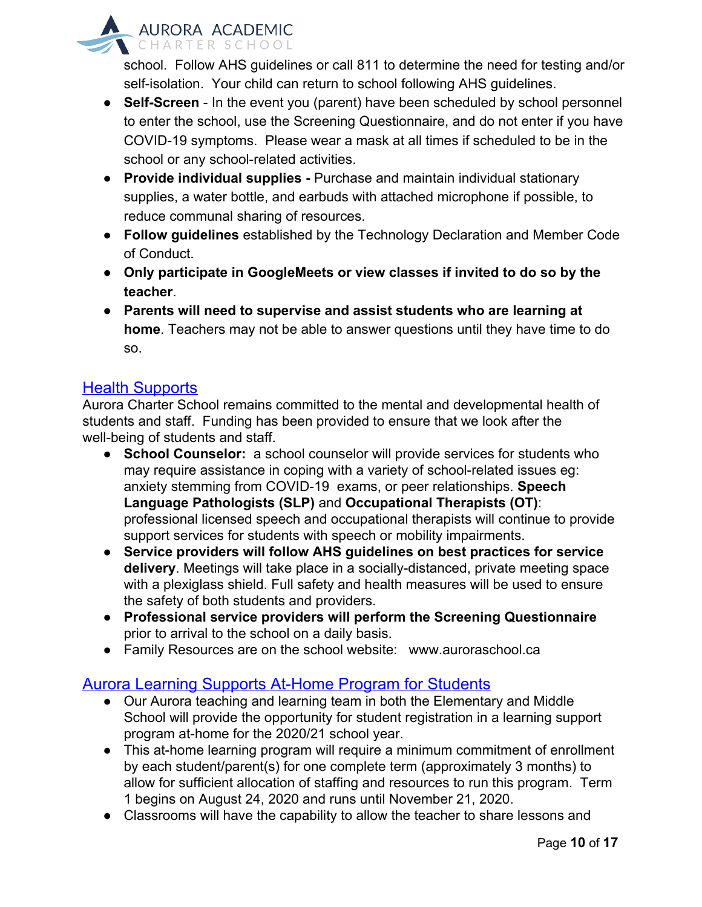school. Follow AHS guidelines or call 811 to determine the need for testing and/or self-isolation. Your child can return to school following AHS guidelines.

- **Self-Screen** - In the event you (parent) have been scheduled by school personnel to enter the school, use the Screening Questionnaire, and do not enter if you have COVID-19 symptoms. Please wear a mask at all times if scheduled to be in the school or any school-related activities.
- **Provide individual supplies -** Purchase and maintain individual stationary supplies, a water bottle, and earbuds with attached microphone if possible, to reduce communal sharing of resources.
- **Follow guidelines** established by the Technology Declaration and Member Code of Conduct.
- **Only participate in GoogleMeets or view classes if invited to do so by the teacher**.
- **Parents will need to supervise and assist students who are learning at home**. Teachers may not be able to answer questions until they have time to do so.

## Health Supports

Aurora Charter School remains committed to the mental and developmental health of students and staff. Funding has been provided to ensure that we look after the well-being of students and staff.

- **School Counselor:** a school counselor will provide services for students who may require assistance in coping with a variety of school-related issues eg: anxiety stemming from COVID-19 exams, or peer relationships. **Speech Language Pathologists (SLP)** and **Occupational Therapists (OT)**: professional licensed speech and occupational therapists will continue to provide support services for students with speech or mobility impairments.
- **Service providers will follow AHS guidelines on best practices for service delivery**. Meetings will take place in a socially-distanced, private meeting space with a plexiglass shield. Full safety and health measures will be used to ensure the safety of both students and providers.
- **Professional service providers will perform the Screening Questionnaire** prior to arrival to the school on a daily basis.
- Family Resources are on the school website: www.auroraschool.ca

## Aurora Learning Supports At-Home Program for Students

- Our Aurora teaching and learning team in both the Elementary and Middle School will provide the opportunity for student registration in a learning support program at-home for the 2020/21 school year.
- This at-home learning program will require a minimum commitment of enrollment by each student/parent(s) for one complete term (approximately 3 months) to allow for sufficient allocation of staffing and resources to run this program. Term 1 begins on August 24, 2020 and runs until November 21, 2020.
- Classrooms will have the capability to allow the teacher to share lessons and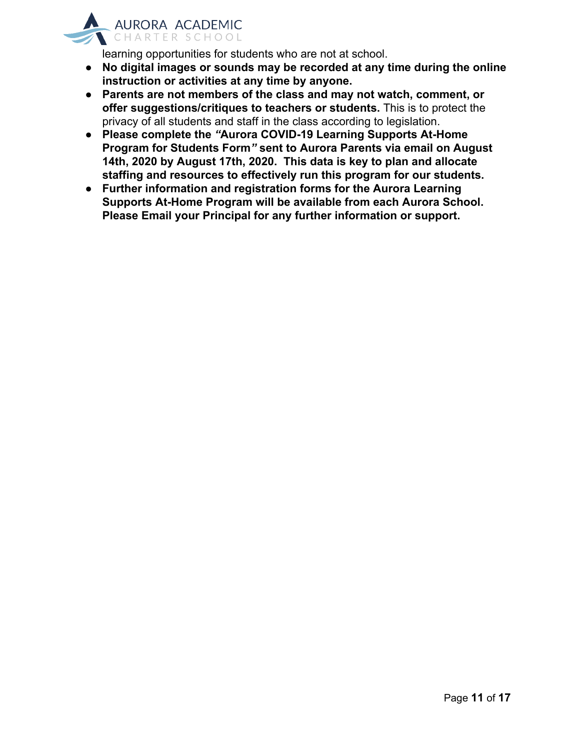learning opportunities for students who are not at school.

- **No digital images or sounds may be recorded at any time during the online instruction or activities at any time by anyone.**
- **Parents are not members of the class and may not watch, comment, or offer suggestions/critiques to teachers or students.** This is to protect the privacy of all students and staff in the class according to legislation.
- **Please complete the *"*Aurora COVID-19 Learning Supports At-Home Program for Students Form*"* sent to Aurora Parents via email on August 14th, 2020 by August 17th, 2020. This data is key to plan and allocate staffing and resources to effectively run this program for our students.**
- **Further information and registration forms for the Aurora Learning Supports At-Home Program will be available from each Aurora School. Please Email your Principal for any further information or support.**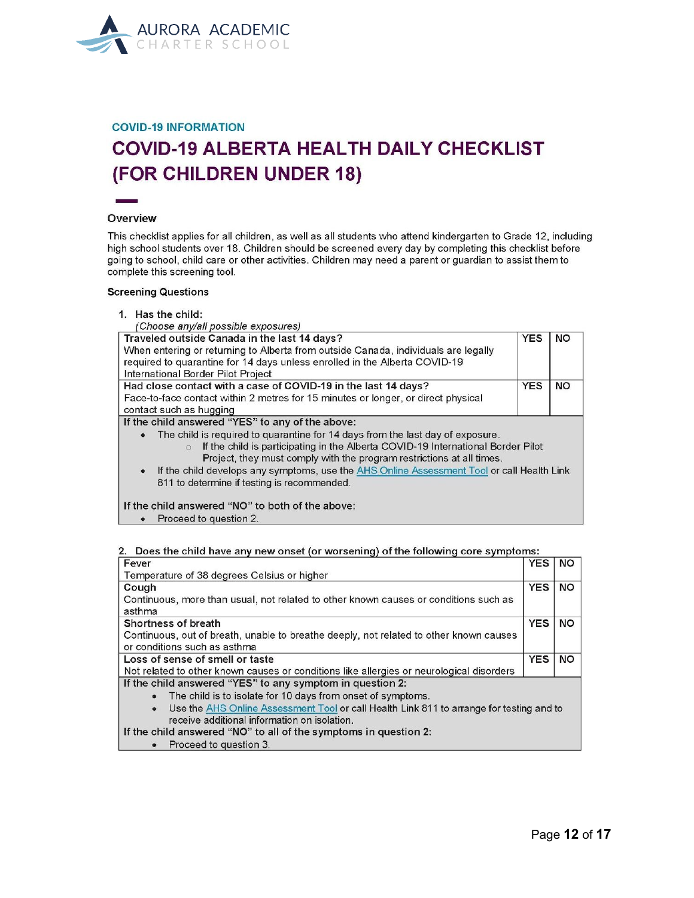AURORA ACADEMIC CHARTER SCHOOL

COVID-19 INFORMATION

# COVID-19 ALBERTA HEALTH DAILY CHECKLIST (FOR CHILDREN UNDER 18)

### Overview

This checklist applies for all children, as well as all students who attend kindergarten to Grade 12, including high school students over 18. Children should be screened every day by completing this checklist before going to school, child care or other activities. Children may need a parent or guardian to assist them to complete this screening tool.

### Screening Questions

1. Has the child:
   *(Choose any/all possible exposures)*

| | | |
|---|---|---|
| **Traveled outside Canada in the last 14 days?**<br>When entering or returning to Alberta from outside Canada, individuals are legally required to quarantine for 14 days unless enrolled in the Alberta COVID-19 International Border Pilot Project | YES | NO |
| **Had close contact with a case of COVID-19 in the last 14 days?**<br>Face-to-face contact within 2 metres for 15 minutes or longer, or direct physical contact such as hugging | YES | NO |

**If the child answered "YES" to any of the above:**

- The child is required to quarantine for 14 days from the last day of exposure.
  - If the child is participating in the Alberta COVID-19 International Border Pilot Project, they must comply with the program restrictions at all times.
- If the child develops any symptoms, use the AHS Online Assessment Tool or call Health Link 811 to determine if testing is recommended.

**If the child answered "NO" to both of the above:**

- Proceed to question 2.

2. Does the child have any new onset (or worsening) of the following core symptoms:

| | | |
|---|---|---|
| **Fever**<br>Temperature of 38 degrees Celsius or higher | YES | NO |
| **Cough**<br>Continuous, more than usual, not related to other known causes or conditions such as asthma | YES | NO |
| **Shortness of breath**<br>Continuous, out of breath, unable to breathe deeply, not related to other known causes or conditions such as asthma | YES | NO |
| **Loss of sense of smell or taste**<br>Not related to other known causes or conditions like allergies or neurological disorders | YES | NO |

**If the child answered "YES" to any symptom in question 2:**

- The child is to isolate for 10 days from onset of symptoms.
- Use the AHS Online Assessment Tool or call Health Link 811 to arrange for testing and to receive additional information on isolation.

**If the child answered "NO" to all of the symptoms in question 2:**

- Proceed to question 3.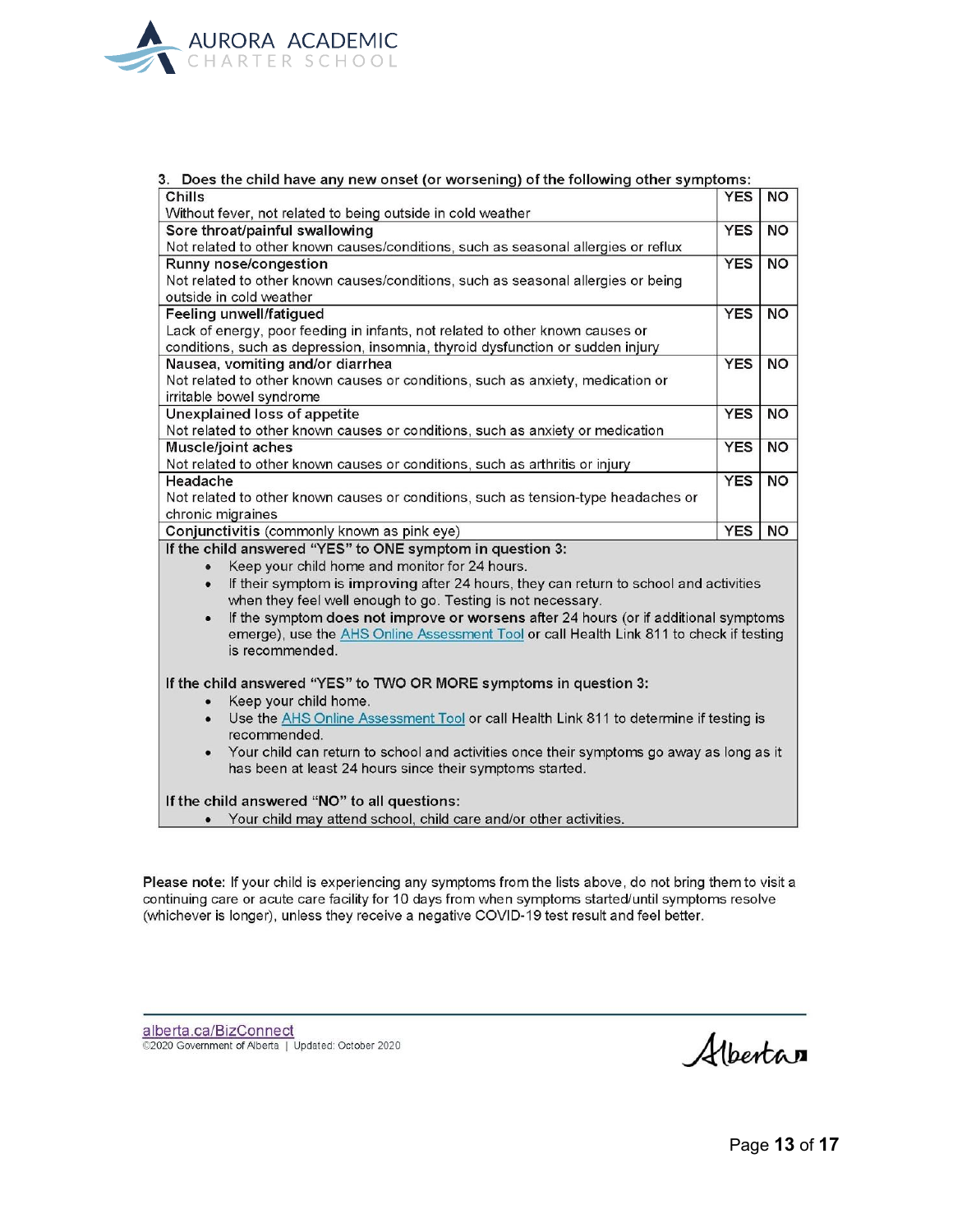3. **Does the child have any new onset (or worsening) of the following other symptoms:**

| Symptom | | |
|---|---|---|
| **Chills**<br>Without fever, not related to being outside in cold weather | YES | NO |
| **Sore throat/painful swallowing**<br>Not related to other known causes/conditions, such as seasonal allergies or reflux | YES | NO |
| **Runny nose/congestion**<br>Not related to other known causes/conditions, such as seasonal allergies or being outside in cold weather | YES | NO |
| **Feeling unwell/fatigued**<br>Lack of energy, poor feeding in infants, not related to other known causes or conditions, such as depression, insomnia, thyroid dysfunction or sudden injury | YES | NO |
| **Nausea, vomiting and/or diarrhea**<br>Not related to other known causes or conditions, such as anxiety, medication or irritable bowel syndrome | YES | NO |
| **Unexplained loss of appetite**<br>Not related to other known causes or conditions, such as anxiety or medication | YES | NO |
| **Muscle/joint aches**<br>Not related to other known causes or conditions, such as arthritis or injury | YES | NO |
| **Headache**<br>Not related to other known causes or conditions, such as tension-type headaches or chronic migraines | YES | NO |
| **Conjunctivitis** (commonly known as pink eye) | YES | NO |

**If the child answered "YES" to ONE symptom in question 3:**

- Keep your child home and monitor for 24 hours.
- If their symptom is **improving** after 24 hours, they can return to school and activities when they feel well enough to go. Testing is not necessary.
- If the symptom **does not improve or worsens** after 24 hours (or if additional symptoms emerge), use the AHS Online Assessment Tool or call Health Link 811 to check if testing is recommended.

**If the child answered "YES" to TWO OR MORE symptoms in question 3:**

- Keep your child home.
- Use the AHS Online Assessment Tool or call Health Link 811 to determine if testing is recommended.
- Your child can return to school and activities once their symptoms go away as long as it has been at least 24 hours since their symptoms started.

**If the child answered "NO" to all questions:**

- Your child may attend school, child care and/or other activities.

**Please note:** If your child is experiencing any symptoms from the lists above, do not bring them to visit a continuing care or acute care facility for 10 days from when symptoms started/until symptoms resolve (whichever is longer), unless they receive a negative COVID-19 test result and feel better.

alberta.ca/BizConnect
©2020 Government of Alberta | Updated: October 2020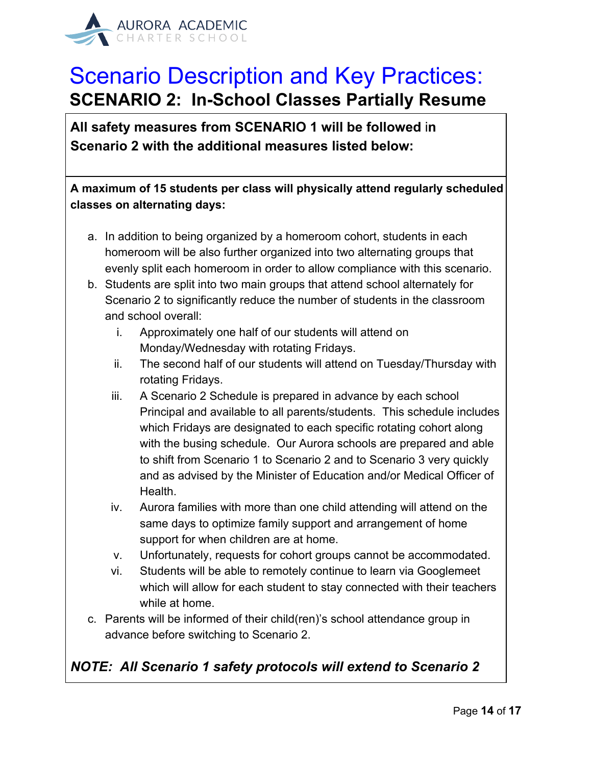# Scenario Description and Key Practices:

## SCENARIO 2: In-School Classes Partially Resume

**All safety measures from SCENARIO 1 will be followed in Scenario 2 with the additional measures listed below:**

**A maximum of 15 students per class will physically attend regularly scheduled classes on alternating days:**

a. In addition to being organized by a homeroom cohort, students in each homeroom will be also further organized into two alternating groups that evenly split each homeroom in order to allow compliance with this scenario.

b. Students are split into two main groups that attend school alternately for Scenario 2 to significantly reduce the number of students in the classroom and school overall:

   i. Approximately one half of our students will attend on Monday/Wednesday with rotating Fridays.

   ii. The second half of our students will attend on Tuesday/Thursday with rotating Fridays.

   iii. A Scenario 2 Schedule is prepared in advance by each school Principal and available to all parents/students. This schedule includes which Fridays are designated to each specific rotating cohort along with the busing schedule. Our Aurora schools are prepared and able to shift from Scenario 1 to Scenario 2 and to Scenario 3 very quickly and as advised by the Minister of Education and/or Medical Officer of Health.

   iv. Aurora families with more than one child attending will attend on the same days to optimize family support and arrangement of home support for when children are at home.

   v. Unfortunately, requests for cohort groups cannot be accommodated.

   vi. Students will be able to remotely continue to learn via Googlemeet which will allow for each student to stay connected with their teachers while at home.

c. Parents will be informed of their child(ren)'s school attendance group in advance before switching to Scenario 2.

***NOTE: All Scenario 1 safety protocols will extend to Scenario 2***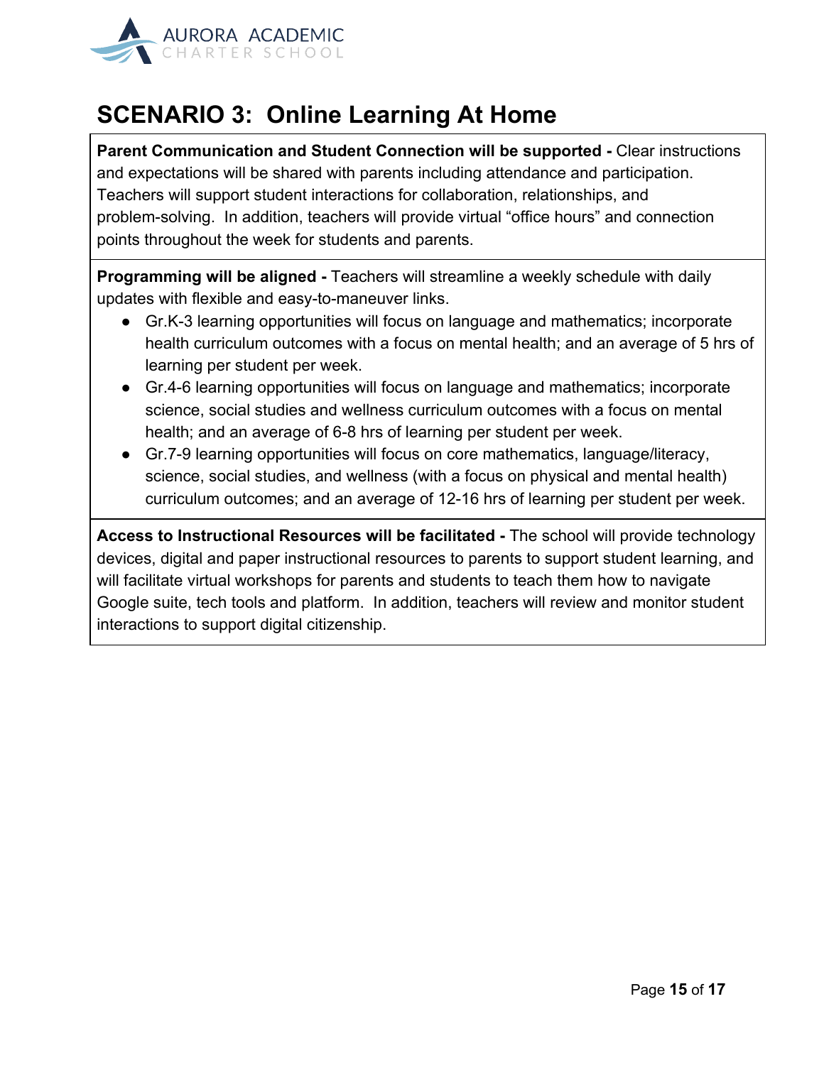# SCENARIO 3: Online Learning At Home

**Parent Communication and Student Connection will be supported -** Clear instructions and expectations will be shared with parents including attendance and participation. Teachers will support student interactions for collaboration, relationships, and problem-solving. In addition, teachers will provide virtual "office hours" and connection points throughout the week for students and parents.

**Programming will be aligned -** Teachers will streamline a weekly schedule with daily updates with flexible and easy-to-maneuver links.

- Gr.K-3 learning opportunities will focus on language and mathematics; incorporate health curriculum outcomes with a focus on mental health; and an average of 5 hrs of learning per student per week.
- Gr.4-6 learning opportunities will focus on language and mathematics; incorporate science, social studies and wellness curriculum outcomes with a focus on mental health; and an average of 6-8 hrs of learning per student per week.
- Gr.7-9 learning opportunities will focus on core mathematics, language/literacy, science, social studies, and wellness (with a focus on physical and mental health) curriculum outcomes; and an average of 12-16 hrs of learning per student per week.

**Access to Instructional Resources will be facilitated -** The school will provide technology devices, digital and paper instructional resources to parents to support student learning, and will facilitate virtual workshops for parents and students to teach them how to navigate Google suite, tech tools and platform. In addition, teachers will review and monitor student interactions to support digital citizenship.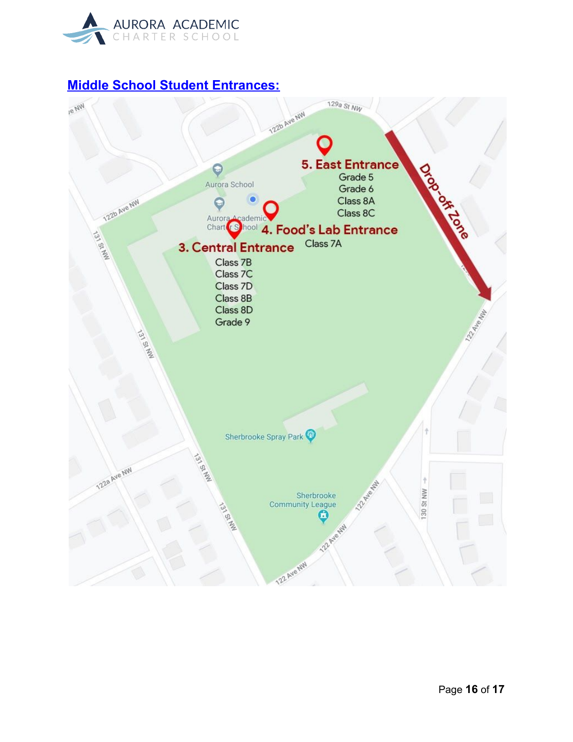## Middle School Student Entrances:

**3. Central Entrance**

- Class 7B
- Class 7C
- Class 7D
- Class 8B
- Class 8D
- Grade 9

**4. Food's Lab Entrance**

- Class 7A

**5. East Entrance**

- Grade 5
- Grade 6
- Class 8A
- Class 8C

Drop-off Zone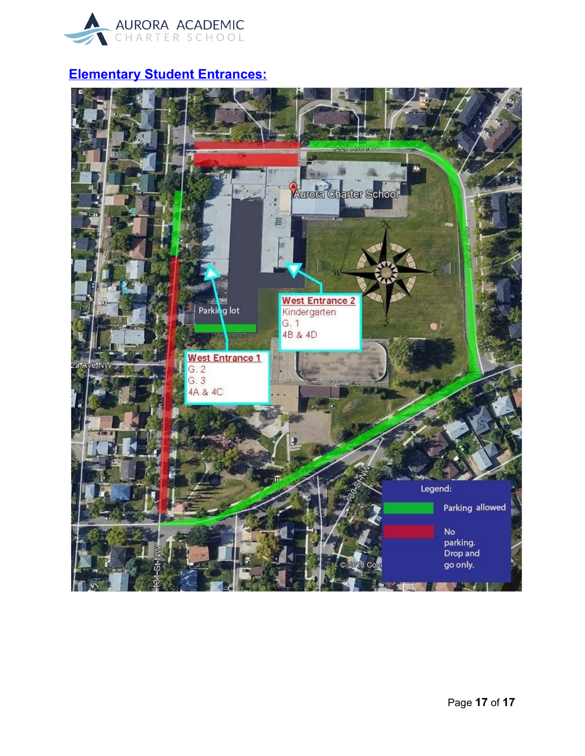## Elementary Student Entrances:

122b Ave NW

Aurora Charter School

N
W
E
S

129a St NW

Parking lot

West Entrance 2
Kindergarten
G. 1
4B & 4D

West Entrance 1
G. 2
G. 3
4A & 4C

2a Ave NW

130 St NW

131 St NW

Legend:
Parking allowed
No parking. Drop and go only.

© 2018 Goog